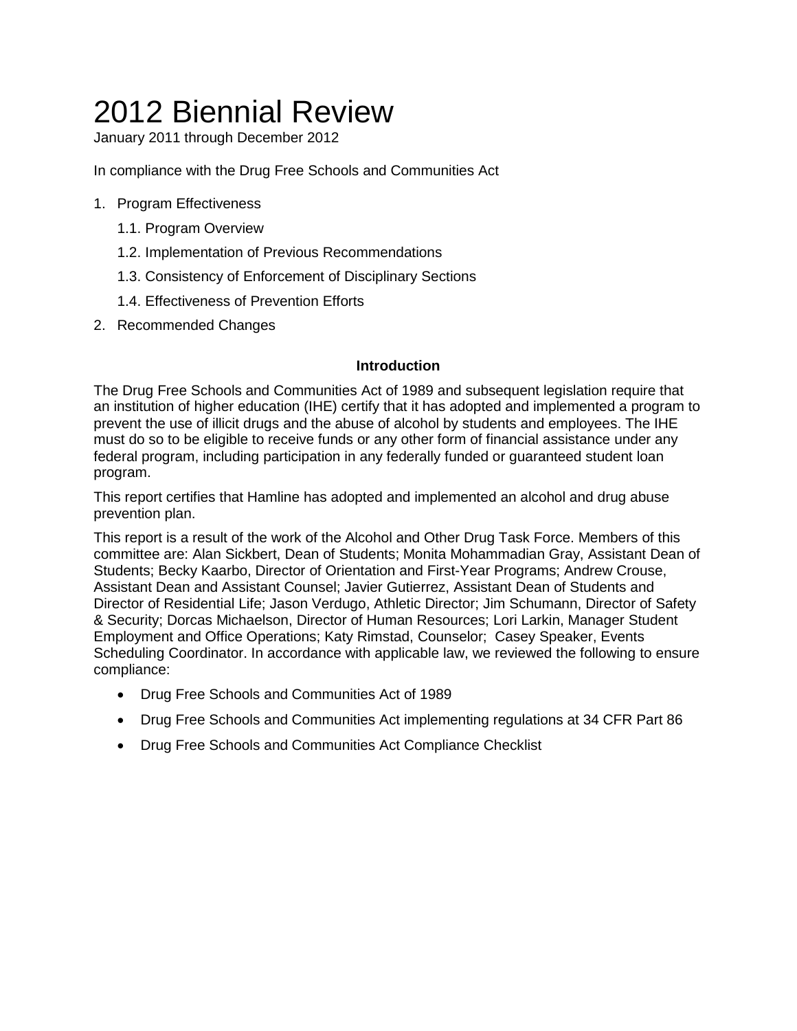# 2012 Biennial Review

January 2011 through December 2012

In compliance with the Drug Free Schools and Communities Act

1. Program Effectiveness
   1.1. Program Overview
   1.2. Implementation of Previous Recommendations
   1.3. Consistency of Enforcement of Disciplinary Sections
   1.4. Effectiveness of Prevention Efforts
2. Recommended Changes

## Introduction

The Drug Free Schools and Communities Act of 1989 and subsequent legislation require that an institution of higher education (IHE) certify that it has adopted and implemented a program to prevent the use of illicit drugs and the abuse of alcohol by students and employees. The IHE must do so to be eligible to receive funds or any other form of financial assistance under any federal program, including participation in any federally funded or guaranteed student loan program.

This report certifies that Hamline has adopted and implemented an alcohol and drug abuse prevention plan.

This report is a result of the work of the Alcohol and Other Drug Task Force. Members of this committee are: Alan Sickbert, Dean of Students; Monita Mohammadian Gray, Assistant Dean of Students; Becky Kaarbo, Director of Orientation and First-Year Programs; Andrew Crouse, Assistant Dean and Assistant Counsel; Javier Gutierrez, Assistant Dean of Students and Director of Residential Life; Jason Verdugo, Athletic Director; Jim Schumann, Director of Safety & Security; Dorcas Michaelson, Director of Human Resources; Lori Larkin, Manager Student Employment and Office Operations; Katy Rimstad, Counselor; Casey Speaker, Events Scheduling Coordinator. In accordance with applicable law, we reviewed the following to ensure compliance:

- Drug Free Schools and Communities Act of 1989
- Drug Free Schools and Communities Act implementing regulations at 34 CFR Part 86
- Drug Free Schools and Communities Act Compliance Checklist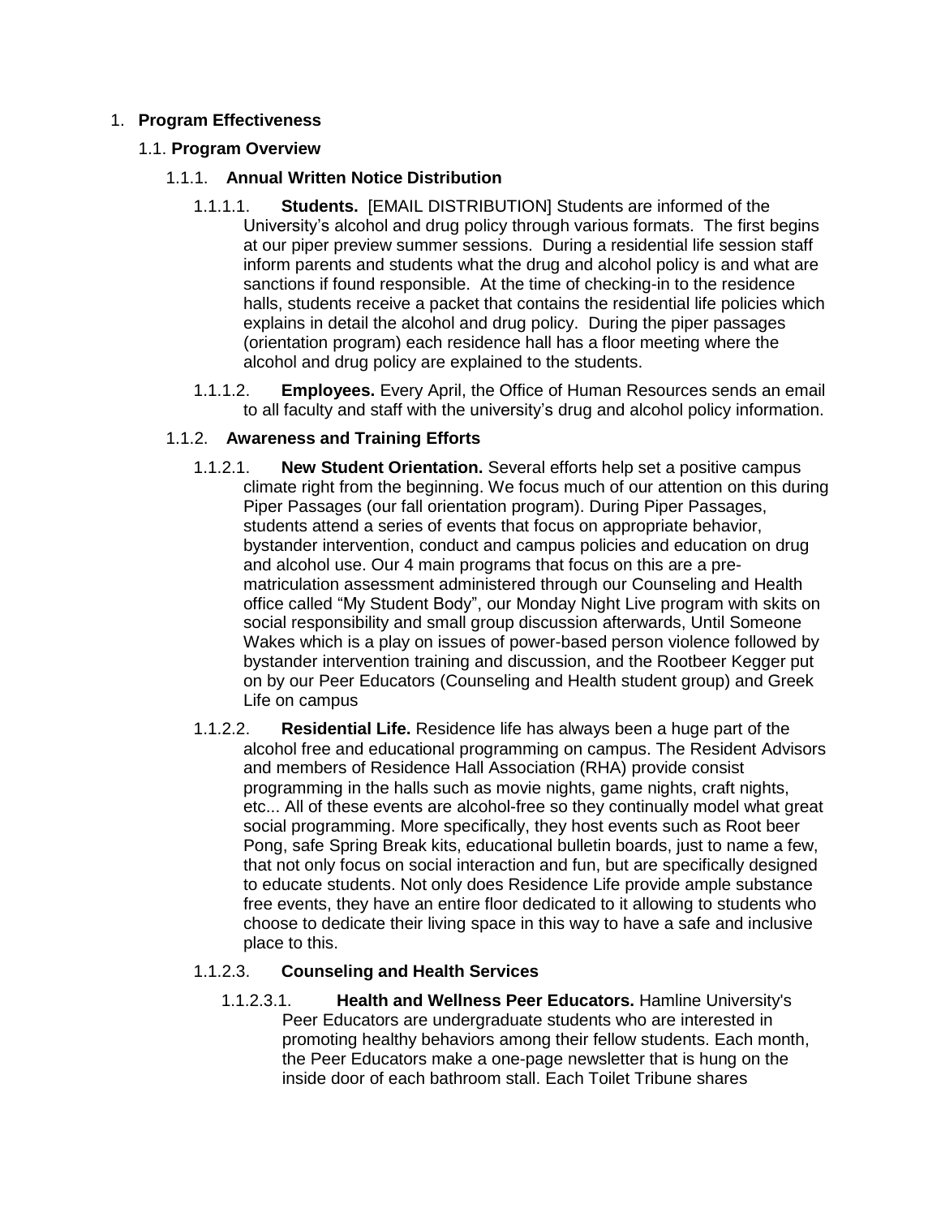1. **Program Effectiveness**

1.1. **Program Overview**

1.1.1. **Annual Written Notice Distribution**

1.1.1.1. **Students.** [EMAIL DISTRIBUTION] Students are informed of the University's alcohol and drug policy through various formats. The first begins at our piper preview summer sessions. During a residential life session staff inform parents and students what the drug and alcohol policy is and what are sanctions if found responsible. At the time of checking-in to the residence halls, students receive a packet that contains the residential life policies which explains in detail the alcohol and drug policy. During the piper passages (orientation program) each residence hall has a floor meeting where the alcohol and drug policy are explained to the students.

1.1.1.2. **Employees.** Every April, the Office of Human Resources sends an email to all faculty and staff with the university's drug and alcohol policy information.

1.1.2. **Awareness and Training Efforts**

1.1.2.1. **New Student Orientation.** Several efforts help set a positive campus climate right from the beginning. We focus much of our attention on this during Piper Passages (our fall orientation program). During Piper Passages, students attend a series of events that focus on appropriate behavior, bystander intervention, conduct and campus policies and education on drug and alcohol use. Our 4 main programs that focus on this are a pre-matriculation assessment administered through our Counseling and Health office called "My Student Body", our Monday Night Live program with skits on social responsibility and small group discussion afterwards, Until Someone Wakes which is a play on issues of power-based person violence followed by bystander intervention training and discussion, and the Rootbeer Kegger put on by our Peer Educators (Counseling and Health student group) and Greek Life on campus

1.1.2.2. **Residential Life.** Residence life has always been a huge part of the alcohol free and educational programming on campus. The Resident Advisors and members of Residence Hall Association (RHA) provide consist programming in the halls such as movie nights, game nights, craft nights, etc... All of these events are alcohol-free so they continually model what great social programming. More specifically, they host events such as Root beer Pong, safe Spring Break kits, educational bulletin boards, just to name a few, that not only focus on social interaction and fun, but are specifically designed to educate students. Not only does Residence Life provide ample substance free events, they have an entire floor dedicated to it allowing to students who choose to dedicate their living space in this way to have a safe and inclusive place to this.

1.1.2.3. **Counseling and Health Services**

1.1.2.3.1. **Health and Wellness Peer Educators.** Hamline University's Peer Educators are undergraduate students who are interested in promoting healthy behaviors among their fellow students. Each month, the Peer Educators make a one-page newsletter that is hung on the inside door of each bathroom stall. Each Toilet Tribune shares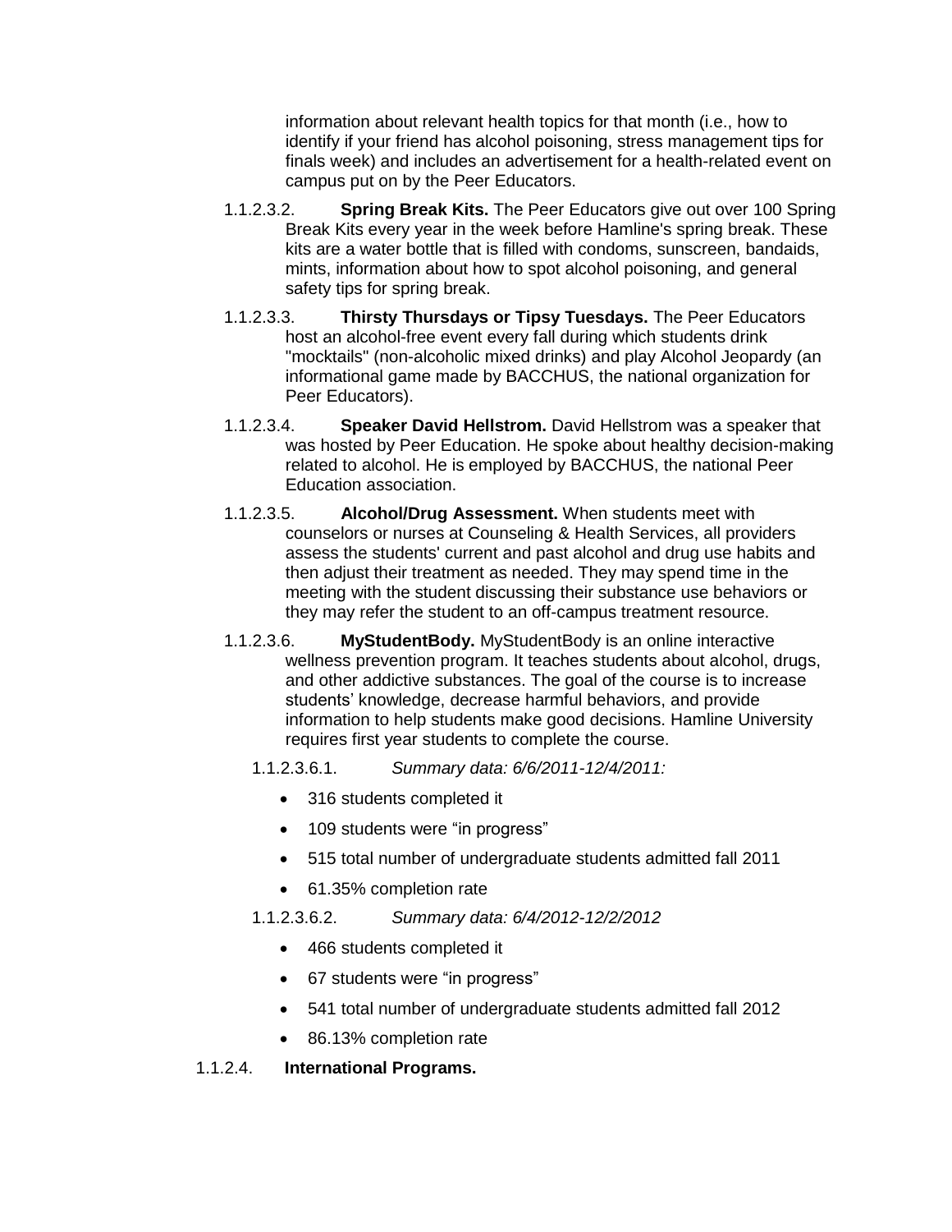information about relevant health topics for that month (i.e., how to identify if your friend has alcohol poisoning, stress management tips for finals week) and includes an advertisement for a health-related event on campus put on by the Peer Educators.

1.1.2.3.2. **Spring Break Kits.** The Peer Educators give out over 100 Spring Break Kits every year in the week before Hamline's spring break. These kits are a water bottle that is filled with condoms, sunscreen, bandaids, mints, information about how to spot alcohol poisoning, and general safety tips for spring break.

1.1.2.3.3. **Thirsty Thursdays or Tipsy Tuesdays.** The Peer Educators host an alcohol-free event every fall during which students drink "mocktails" (non-alcoholic mixed drinks) and play Alcohol Jeopardy (an informational game made by BACCHUS, the national organization for Peer Educators).

1.1.2.3.4. **Speaker David Hellstrom.** David Hellstrom was a speaker that was hosted by Peer Education. He spoke about healthy decision-making related to alcohol. He is employed by BACCHUS, the national Peer Education association.

1.1.2.3.5. **Alcohol/Drug Assessment.** When students meet with counselors or nurses at Counseling & Health Services, all providers assess the students' current and past alcohol and drug use habits and then adjust their treatment as needed. They may spend time in the meeting with the student discussing their substance use behaviors or they may refer the student to an off-campus treatment resource.

1.1.2.3.6. **MyStudentBody.** MyStudentBody is an online interactive wellness prevention program. It teaches students about alcohol, drugs, and other addictive substances. The goal of the course is to increase students' knowledge, decrease harmful behaviors, and provide information to help students make good decisions. Hamline University requires first year students to complete the course.

1.1.2.3.6.1. *Summary data: 6/6/2011-12/4/2011:*

- 316 students completed it
- 109 students were "in progress"
- 515 total number of undergraduate students admitted fall 2011
- 61.35% completion rate

1.1.2.3.6.2. *Summary data: 6/4/2012-12/2/2012*

- 466 students completed it
- 67 students were "in progress"
- 541 total number of undergraduate students admitted fall 2012
- 86.13% completion rate

1.1.2.4. **International Programs.**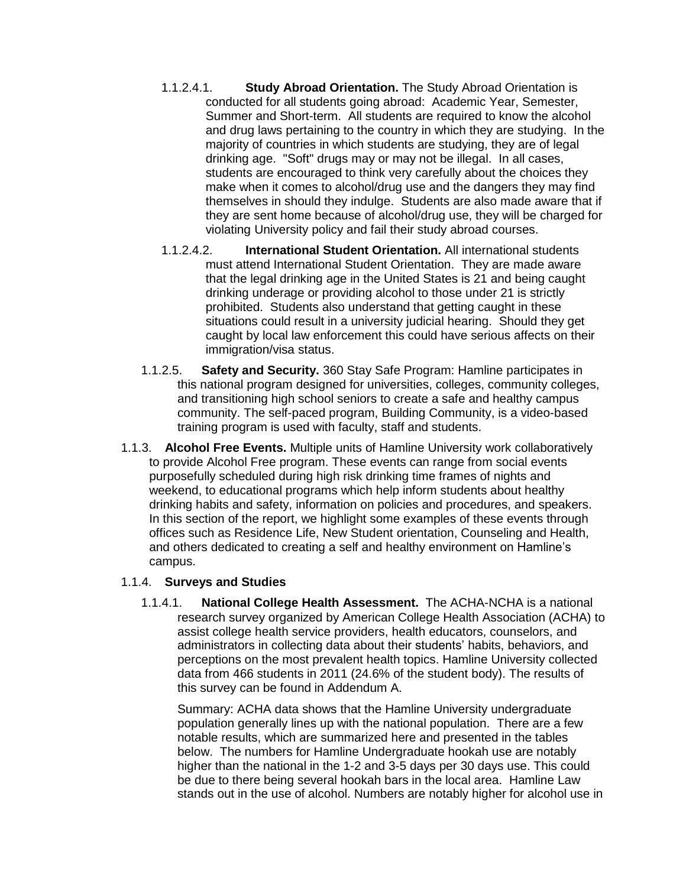1.1.2.4.1. **Study Abroad Orientation.** The Study Abroad Orientation is conducted for all students going abroad: Academic Year, Semester, Summer and Short-term. All students are required to know the alcohol and drug laws pertaining to the country in which they are studying. In the majority of countries in which students are studying, they are of legal drinking age. "Soft" drugs may or may not be illegal. In all cases, students are encouraged to think very carefully about the choices they make when it comes to alcohol/drug use and the dangers they may find themselves in should they indulge. Students are also made aware that if they are sent home because of alcohol/drug use, they will be charged for violating University policy and fail their study abroad courses.

1.1.2.4.2. **International Student Orientation.** All international students must attend International Student Orientation. They are made aware that the legal drinking age in the United States is 21 and being caught drinking underage or providing alcohol to those under 21 is strictly prohibited. Students also understand that getting caught in these situations could result in a university judicial hearing. Should they get caught by local law enforcement this could have serious affects on their immigration/visa status.

1.1.2.5. **Safety and Security.** 360 Stay Safe Program: Hamline participates in this national program designed for universities, colleges, community colleges, and transitioning high school seniors to create a safe and healthy campus community. The self-paced program, Building Community, is a video-based training program is used with faculty, staff and students.

1.1.3. **Alcohol Free Events.** Multiple units of Hamline University work collaboratively to provide Alcohol Free program. These events can range from social events purposefully scheduled during high risk drinking time frames of nights and weekend, to educational programs which help inform students about healthy drinking habits and safety, information on policies and procedures, and speakers. In this section of the report, we highlight some examples of these events through offices such as Residence Life, New Student orientation, Counseling and Health, and others dedicated to creating a self and healthy environment on Hamline's campus.

1.1.4. **Surveys and Studies**

1.1.4.1. **National College Health Assessment.** The ACHA-NCHA is a national research survey organized by American College Health Association (ACHA) to assist college health service providers, health educators, counselors, and administrators in collecting data about their students' habits, behaviors, and perceptions on the most prevalent health topics. Hamline University collected data from 466 students in 2011 (24.6% of the student body). The results of this survey can be found in Addendum A.

Summary: ACHA data shows that the Hamline University undergraduate population generally lines up with the national population. There are a few notable results, which are summarized here and presented in the tables below. The numbers for Hamline Undergraduate hookah use are notably higher than the national in the 1-2 and 3-5 days per 30 days use. This could be due to there being several hookah bars in the local area. Hamline Law stands out in the use of alcohol. Numbers are notably higher for alcohol use in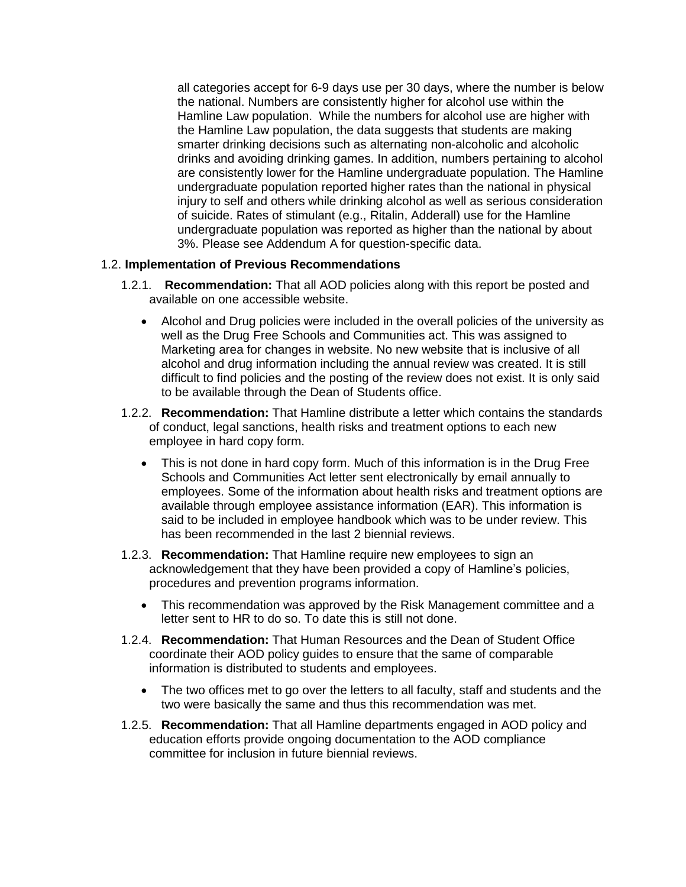all categories accept for 6-9 days use per 30 days, where the number is below the national. Numbers are consistently higher for alcohol use within the Hamline Law population. While the numbers for alcohol use are higher with the Hamline Law population, the data suggests that students are making smarter drinking decisions such as alternating non-alcoholic and alcoholic drinks and avoiding drinking games. In addition, numbers pertaining to alcohol are consistently lower for the Hamline undergraduate population. The Hamline undergraduate population reported higher rates than the national in physical injury to self and others while drinking alcohol as well as serious consideration of suicide. Rates of stimulant (e.g., Ritalin, Adderall) use for the Hamline undergraduate population was reported as higher than the national by about 3%. Please see Addendum A for question-specific data.

1.2. **Implementation of Previous Recommendations**

1.2.1. **Recommendation:** That all AOD policies along with this report be posted and available on one accessible website.

- Alcohol and Drug policies were included in the overall policies of the university as well as the Drug Free Schools and Communities act. This was assigned to Marketing area for changes in website. No new website that is inclusive of all alcohol and drug information including the annual review was created. It is still difficult to find policies and the posting of the review does not exist. It is only said to be available through the Dean of Students office.

1.2.2. **Recommendation:** That Hamline distribute a letter which contains the standards of conduct, legal sanctions, health risks and treatment options to each new employee in hard copy form.

- This is not done in hard copy form. Much of this information is in the Drug Free Schools and Communities Act letter sent electronically by email annually to employees. Some of the information about health risks and treatment options are available through employee assistance information (EAR). This information is said to be included in employee handbook which was to be under review. This has been recommended in the last 2 biennial reviews.

1.2.3. **Recommendation:** That Hamline require new employees to sign an acknowledgement that they have been provided a copy of Hamline's policies, procedures and prevention programs information.

- This recommendation was approved by the Risk Management committee and a letter sent to HR to do so. To date this is still not done.

1.2.4. **Recommendation:** That Human Resources and the Dean of Student Office coordinate their AOD policy guides to ensure that the same of comparable information is distributed to students and employees.

- The two offices met to go over the letters to all faculty, staff and students and the two were basically the same and thus this recommendation was met.

1.2.5. **Recommendation:** That all Hamline departments engaged in AOD policy and education efforts provide ongoing documentation to the AOD compliance committee for inclusion in future biennial reviews.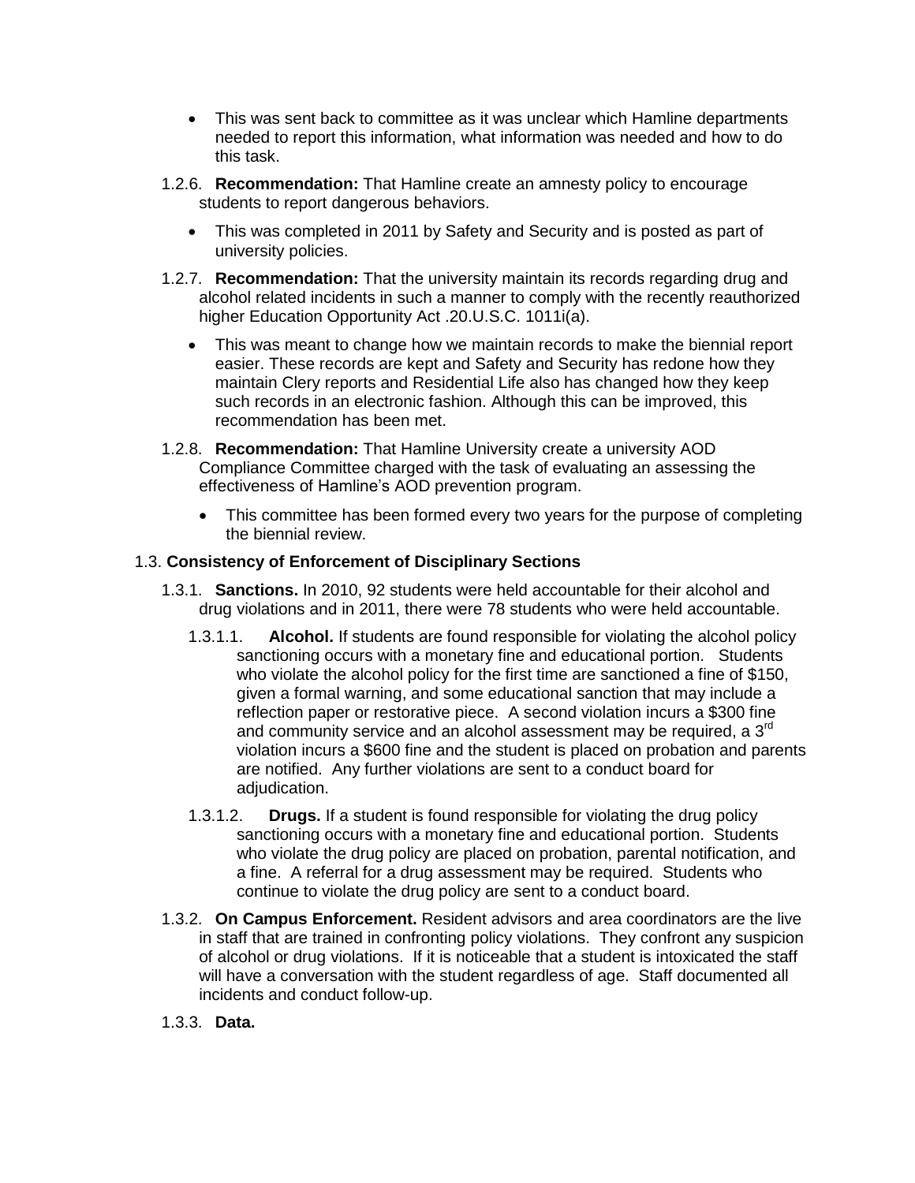- This was sent back to committee as it was unclear which Hamline departments needed to report this information, what information was needed and how to do this task.

1.2.6. **Recommendation:** That Hamline create an amnesty policy to encourage students to report dangerous behaviors.

- This was completed in 2011 by Safety and Security and is posted as part of university policies.

1.2.7. **Recommendation:** That the university maintain its records regarding drug and alcohol related incidents in such a manner to comply with the recently reauthorized higher Education Opportunity Act .20.U.S.C. 1011i(a).

- This was meant to change how we maintain records to make the biennial report easier. These records are kept and Safety and Security has redone how they maintain Clery reports and Residential Life also has changed how they keep such records in an electronic fashion. Although this can be improved, this recommendation has been met.

1.2.8. **Recommendation:** That Hamline University create a university AOD Compliance Committee charged with the task of evaluating an assessing the effectiveness of Hamline's AOD prevention program.

- This committee has been formed every two years for the purpose of completing the biennial review.

### 1.3. Consistency of Enforcement of Disciplinary Sections

1.3.1. **Sanctions.** In 2010, 92 students were held accountable for their alcohol and drug violations and in 2011, there were 78 students who were held accountable.

1.3.1.1. **Alcohol.** If students are found responsible for violating the alcohol policy sanctioning occurs with a monetary fine and educational portion. Students who violate the alcohol policy for the first time are sanctioned a fine of $150, given a formal warning, and some educational sanction that may include a reflection paper or restorative piece. A second violation incurs a $300 fine and community service and an alcohol assessment may be required, a 3rd violation incurs a $600 fine and the student is placed on probation and parents are notified. Any further violations are sent to a conduct board for adjudication.

1.3.1.2. **Drugs.** If a student is found responsible for violating the drug policy sanctioning occurs with a monetary fine and educational portion. Students who violate the drug policy are placed on probation, parental notification, and a fine. A referral for a drug assessment may be required. Students who continue to violate the drug policy are sent to a conduct board.

1.3.2. **On Campus Enforcement.** Resident advisors and area coordinators are the live in staff that are trained in confronting policy violations. They confront any suspicion of alcohol or drug violations. If it is noticeable that a student is intoxicated the staff will have a conversation with the student regardless of age. Staff documented all incidents and conduct follow-up.

1.3.3. **Data.**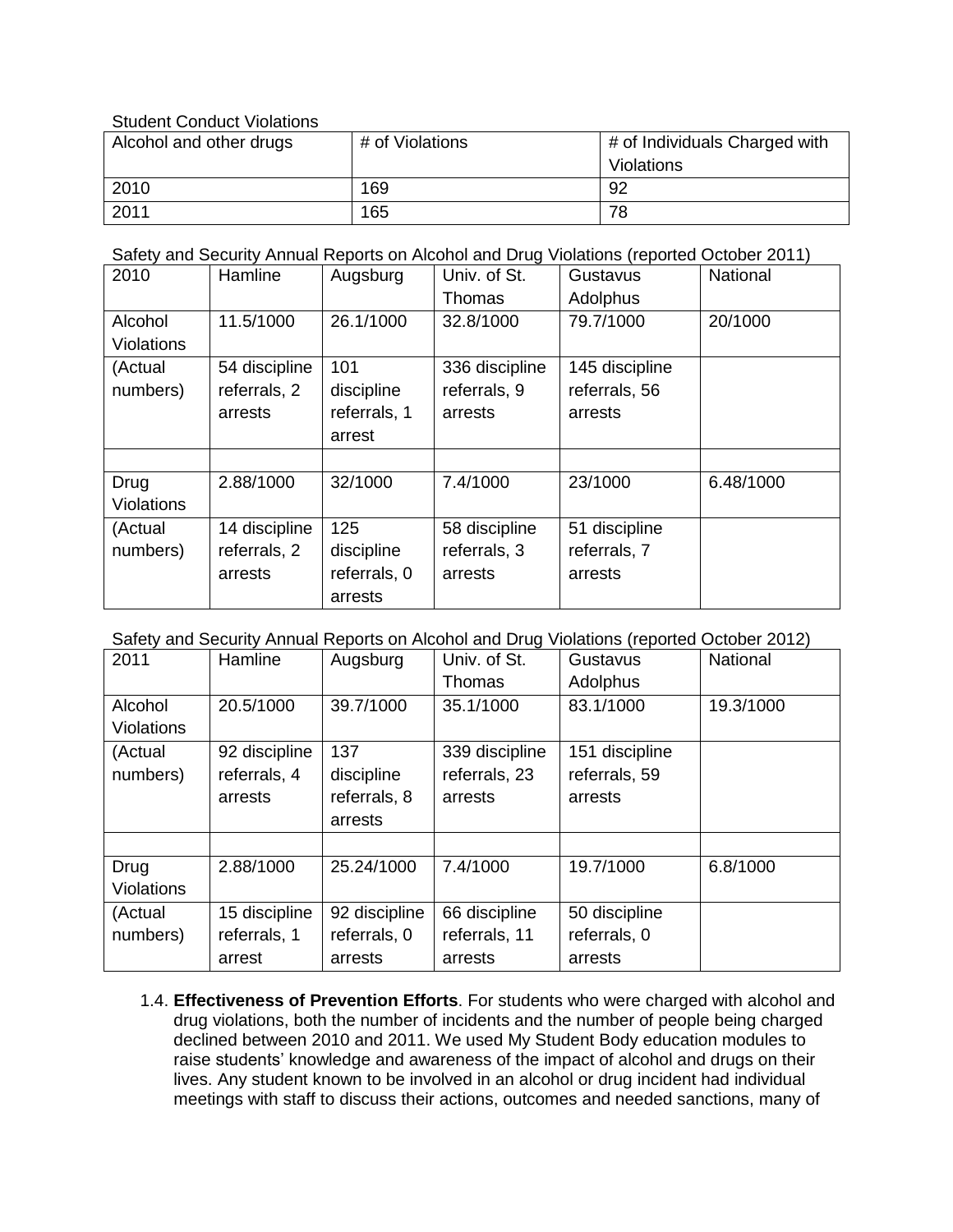Student Conduct Violations

| Alcohol and other drugs | # of Violations | # of Individuals Charged with Violations |
|---|---|---|
| 2010 | 169 | 92 |
| 2011 | 165 | 78 |

Safety and Security Annual Reports on Alcohol and Drug Violations (reported October 2011)

| 2010 | Hamline | Augsburg | Univ. of St. Thomas | Gustavus Adolphus | National |
|---|---|---|---|---|---|
| Alcohol Violations | 11.5/1000 | 26.1/1000 | 32.8/1000 | 79.7/1000 | 20/1000 |
| (Actual numbers) | 54 discipline referrals, 2 arrests | 101 discipline referrals, 1 arrest | 336 discipline referrals, 9 arrests | 145 discipline referrals, 56 arrests | |
| | | | | | |
| Drug Violations | 2.88/1000 | 32/1000 | 7.4/1000 | 23/1000 | 6.48/1000 |
| (Actual numbers) | 14 discipline referrals, 2 arrests | 125 discipline referrals, 0 arrests | 58 discipline referrals, 3 arrests | 51 discipline referrals, 7 arrests | |

Safety and Security Annual Reports on Alcohol and Drug Violations (reported October 2012)

| 2011 | Hamline | Augsburg | Univ. of St. Thomas | Gustavus Adolphus | National |
|---|---|---|---|---|---|
| Alcohol Violations | 20.5/1000 | 39.7/1000 | 35.1/1000 | 83.1/1000 | 19.3/1000 |
| (Actual numbers) | 92 discipline referrals, 4 arrests | 137 discipline referrals, 8 arrests | 339 discipline referrals, 23 arrests | 151 discipline referrals, 59 arrests | |
| | | | | | |
| Drug Violations | 2.88/1000 | 25.24/1000 | 7.4/1000 | 19.7/1000 | 6.8/1000 |
| (Actual numbers) | 15 discipline referrals, 1 arrest | 92 discipline referrals, 0 arrests | 66 discipline referrals, 11 arrests | 50 discipline referrals, 0 arrests | |

1.4. **Effectiveness of Prevention Efforts**. For students who were charged with alcohol and drug violations, both the number of incidents and the number of people being charged declined between 2010 and 2011. We used My Student Body education modules to raise students' knowledge and awareness of the impact of alcohol and drugs on their lives. Any student known to be involved in an alcohol or drug incident had individual meetings with staff to discuss their actions, outcomes and needed sanctions, many of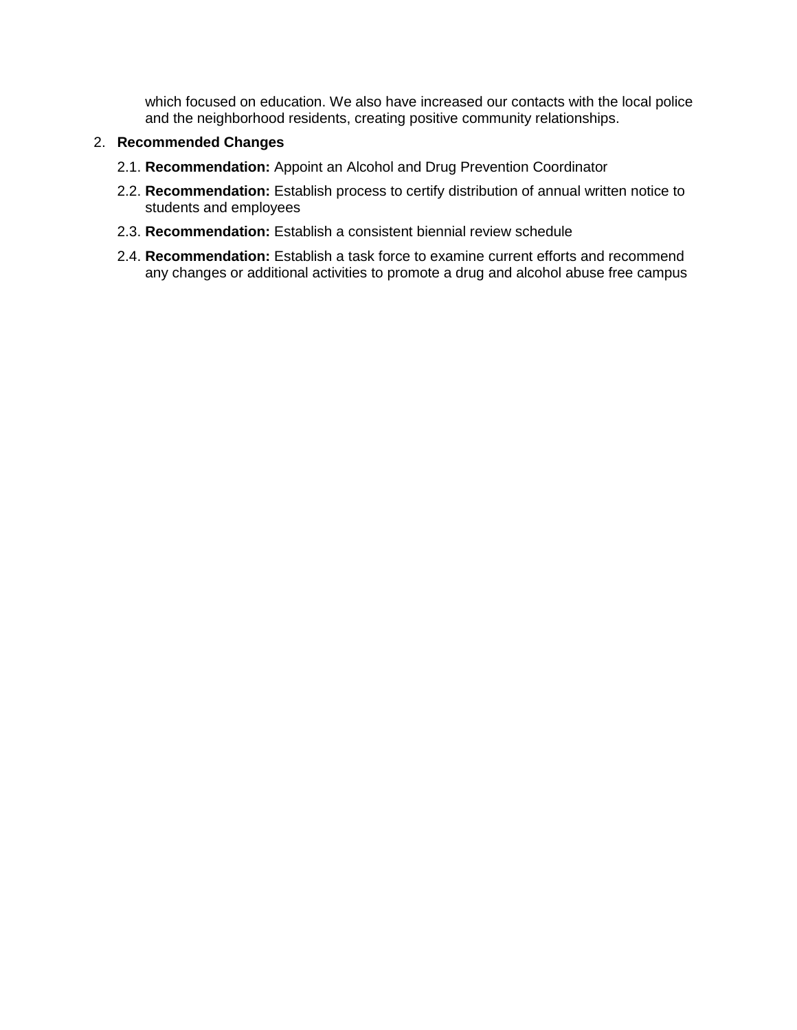which focused on education. We also have increased our contacts with the local police and the neighborhood residents, creating positive community relationships.

2. **Recommended Changes**

    2.1. **Recommendation:** Appoint an Alcohol and Drug Prevention Coordinator

    2.2. **Recommendation:** Establish process to certify distribution of annual written notice to students and employees

    2.3. **Recommendation:** Establish a consistent biennial review schedule

    2.4. **Recommendation:** Establish a task force to examine current efforts and recommend any changes or additional activities to promote a drug and alcohol abuse free campus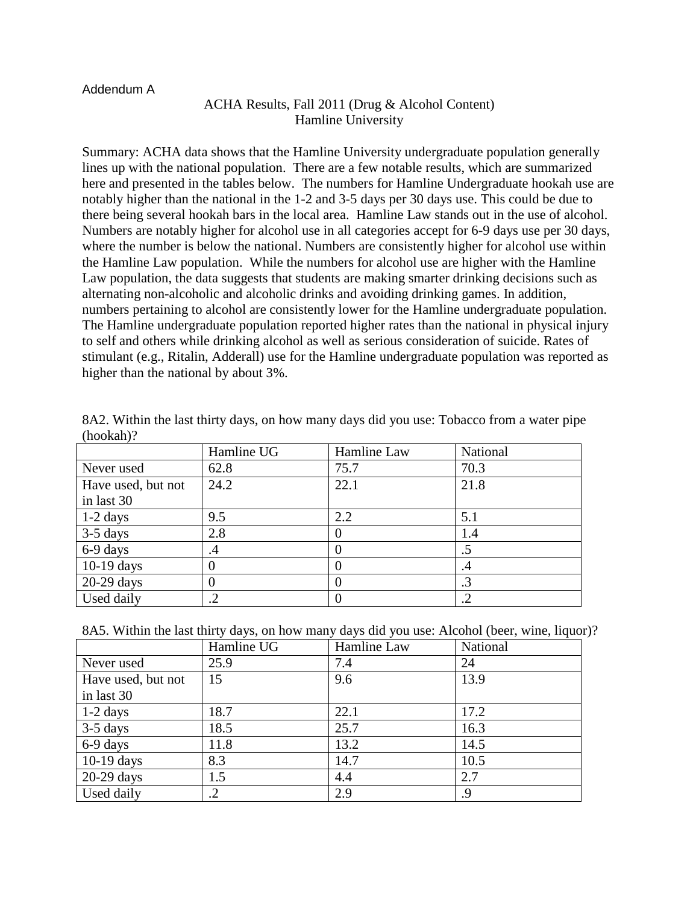Addendum A

## ACHA Results, Fall 2011 (Drug & Alcohol Content)
## Hamline University

Summary: ACHA data shows that the Hamline University undergraduate population generally lines up with the national population. There are a few notable results, which are summarized here and presented in the tables below. The numbers for Hamline Undergraduate hookah use are notably higher than the national in the 1-2 and 3-5 days per 30 days use. This could be due to there being several hookah bars in the local area. Hamline Law stands out in the use of alcohol. Numbers are notably higher for alcohol use in all categories accept for 6-9 days use per 30 days, where the number is below the national. Numbers are consistently higher for alcohol use within the Hamline Law population. While the numbers for alcohol use are higher with the Hamline Law population, the data suggests that students are making smarter drinking decisions such as alternating non-alcoholic and alcoholic drinks and avoiding drinking games. In addition, numbers pertaining to alcohol are consistently lower for the Hamline undergraduate population. The Hamline undergraduate population reported higher rates than the national in physical injury to self and others while drinking alcohol as well as serious consideration of suicide. Rates of stimulant (e.g., Ritalin, Adderall) use for the Hamline undergraduate population was reported as higher than the national by about 3%.

8A2. Within the last thirty days, on how many days did you use: Tobacco from a water pipe (hookah)?

| | Hamline UG | Hamline Law | National |
|---|---|---|---|
| Never used | 62.8 | 75.7 | 70.3 |
| Have used, but not in last 30 | 24.2 | 22.1 | 21.8 |
| 1-2 days | 9.5 | 2.2 | 5.1 |
| 3-5 days | 2.8 | 0 | 1.4 |
| 6-9 days | .4 | 0 | .5 |
| 10-19 days | 0 | 0 | .4 |
| 20-29 days | 0 | 0 | .3 |
| Used daily | .2 | 0 | .2 |

8A5. Within the last thirty days, on how many days did you use: Alcohol (beer, wine, liquor)?

| | Hamline UG | Hamline Law | National |
|---|---|---|---|
| Never used | 25.9 | 7.4 | 24 |
| Have used, but not in last 30 | 15 | 9.6 | 13.9 |
| 1-2 days | 18.7 | 22.1 | 17.2 |
| 3-5 days | 18.5 | 25.7 | 16.3 |
| 6-9 days | 11.8 | 13.2 | 14.5 |
| 10-19 days | 8.3 | 14.7 | 10.5 |
| 20-29 days | 1.5 | 4.4 | 2.7 |
| Used daily | .2 | 2.9 | .9 |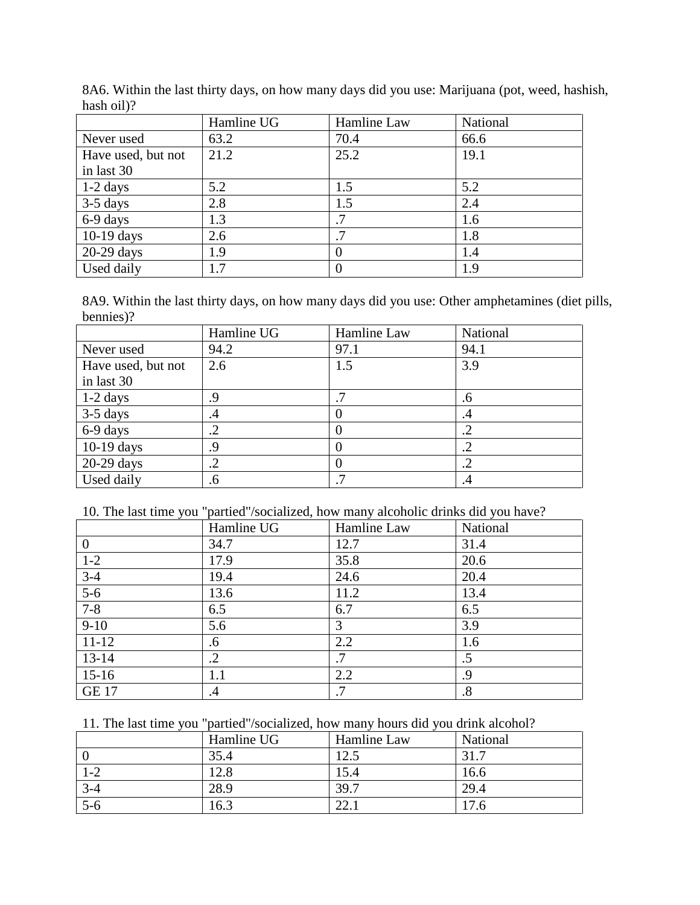8A6. Within the last thirty days, on how many days did you use: Marijuana (pot, weed, hashish, hash oil)?

| | Hamline UG | Hamline Law | National |
|---|---|---|---|
| Never used | 63.2 | 70.4 | 66.6 |
| Have used, but not in last 30 | 21.2 | 25.2 | 19.1 |
| 1-2 days | 5.2 | 1.5 | 5.2 |
| 3-5 days | 2.8 | 1.5 | 2.4 |
| 6-9 days | 1.3 | .7 | 1.6 |
| 10-19 days | 2.6 | .7 | 1.8 |
| 20-29 days | 1.9 | 0 | 1.4 |
| Used daily | 1.7 | 0 | 1.9 |

8A9. Within the last thirty days, on how many days did you use: Other amphetamines (diet pills, bennies)?

| | Hamline UG | Hamline Law | National |
|---|---|---|---|
| Never used | 94.2 | 97.1 | 94.1 |
| Have used, but not in last 30 | 2.6 | 1.5 | 3.9 |
| 1-2 days | .9 | .7 | .6 |
| 3-5 days | .4 | 0 | .4 |
| 6-9 days | .2 | 0 | .2 |
| 10-19 days | .9 | 0 | .2 |
| 20-29 days | .2 | 0 | .2 |
| Used daily | .6 | .7 | .4 |

10. The last time you "partied"/socialized, how many alcoholic drinks did you have?

| | Hamline UG | Hamline Law | National |
|---|---|---|---|
| 0 | 34.7 | 12.7 | 31.4 |
| 1-2 | 17.9 | 35.8 | 20.6 |
| 3-4 | 19.4 | 24.6 | 20.4 |
| 5-6 | 13.6 | 11.2 | 13.4 |
| 7-8 | 6.5 | 6.7 | 6.5 |
| 9-10 | 5.6 | 3 | 3.9 |
| 11-12 | .6 | 2.2 | 1.6 |
| 13-14 | .2 | .7 | .5 |
| 15-16 | 1.1 | 2.2 | .9 |
| GE 17 | .4 | .7 | .8 |

11. The last time you "partied"/socialized, how many hours did you drink alcohol?

| | Hamline UG | Hamline Law | National |
|---|---|---|---|
| 0 | 35.4 | 12.5 | 31.7 |
| 1-2 | 12.8 | 15.4 | 16.6 |
| 3-4 | 28.9 | 39.7 | 29.4 |
| 5-6 | 16.3 | 22.1 | 17.6 |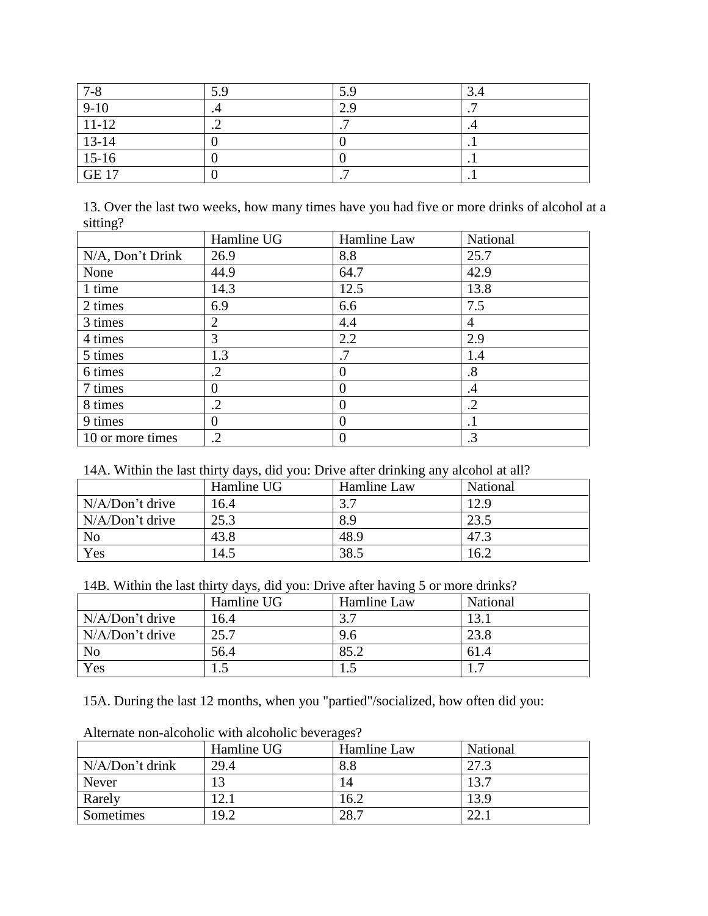| 7-8 | 5.9 | 5.9 | 3.4 |
|---|---|---|---|
| 9-10 | .4 | 2.9 | .7 |
| 11-12 | .2 | .7 | .4 |
| 13-14 | 0 | 0 | .1 |
| 15-16 | 0 | 0 | .1 |
| GE 17 | 0 | .7 | .1 |

13. Over the last two weeks, how many times have you had five or more drinks of alcohol at a sitting?

| | Hamline UG | Hamline Law | National |
|---|---|---|---|
| N/A, Don't Drink | 26.9 | 8.8 | 25.7 |
| None | 44.9 | 64.7 | 42.9 |
| 1 time | 14.3 | 12.5 | 13.8 |
| 2 times | 6.9 | 6.6 | 7.5 |
| 3 times | 2 | 4.4 | 4 |
| 4 times | 3 | 2.2 | 2.9 |
| 5 times | 1.3 | .7 | 1.4 |
| 6 times | .2 | 0 | .8 |
| 7 times | 0 | 0 | .4 |
| 8 times | .2 | 0 | .2 |
| 9 times | 0 | 0 | .1 |
| 10 or more times | .2 | 0 | .3 |

14A. Within the last thirty days, did you: Drive after drinking any alcohol at all?

| | Hamline UG | Hamline Law | National |
|---|---|---|---|
| N/A/Don't drive | 16.4 | 3.7 | 12.9 |
| N/A/Don't drive | 25.3 | 8.9 | 23.5 |
| No | 43.8 | 48.9 | 47.3 |
| Yes | 14.5 | 38.5 | 16.2 |

14B. Within the last thirty days, did you: Drive after having 5 or more drinks?

| | Hamline UG | Hamline Law | National |
|---|---|---|---|
| N/A/Don't drive | 16.4 | 3.7 | 13.1 |
| N/A/Don't drive | 25.7 | 9.6 | 23.8 |
| No | 56.4 | 85.2 | 61.4 |
| Yes | 1.5 | 1.5 | 1.7 |

15A. During the last 12 months, when you "partied"/socialized, how often did you:

Alternate non-alcoholic with alcoholic beverages?

| | Hamline UG | Hamline Law | National |
|---|---|---|---|
| N/A/Don't drink | 29.4 | 8.8 | 27.3 |
| Never | 13 | 14 | 13.7 |
| Rarely | 12.1 | 16.2 | 13.9 |
| Sometimes | 19.2 | 28.7 | 22.1 |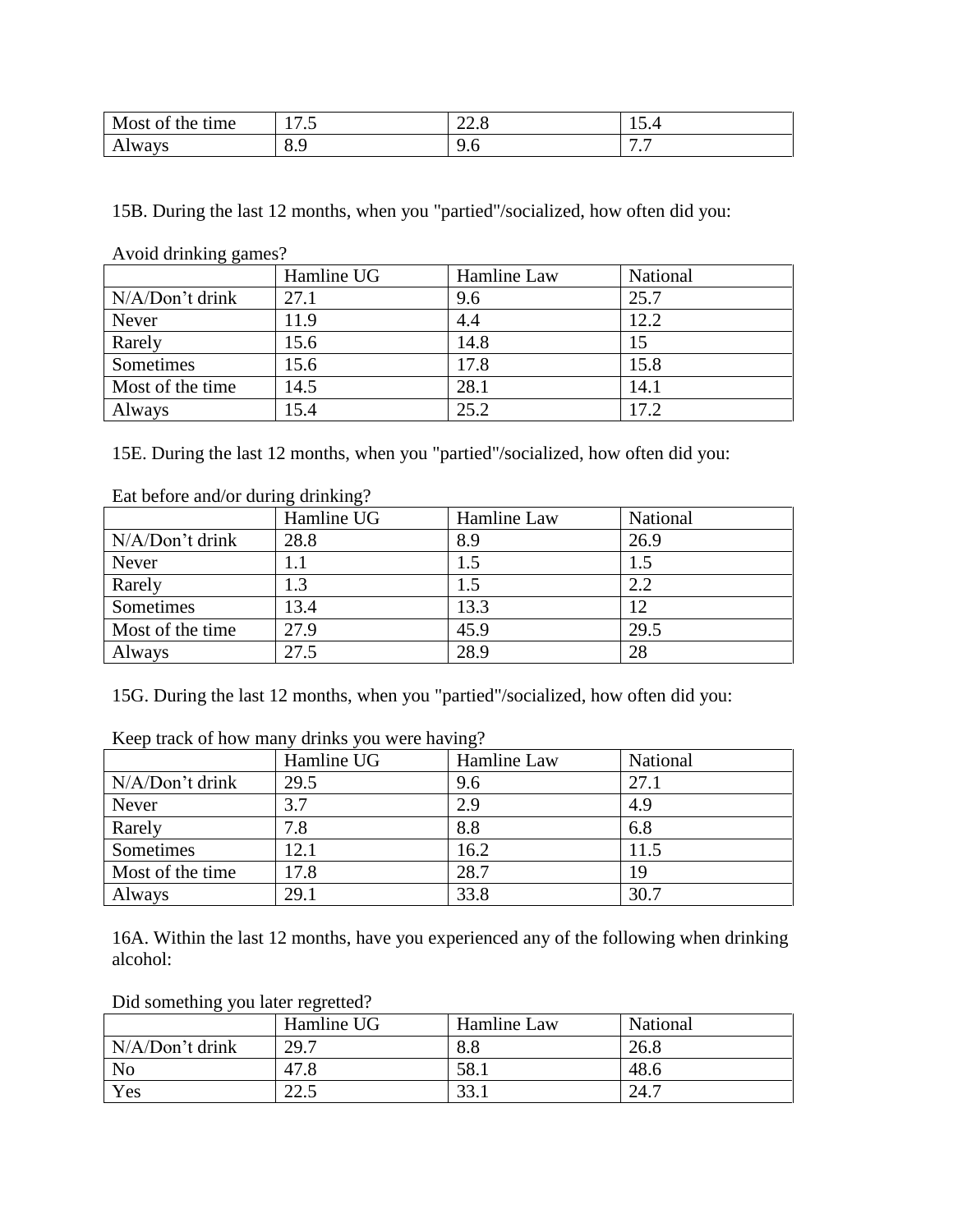| Most of the time | 17.5 | 22.8 | 15.4 |
|---|---|---|---|
| Always | 8.9 | 9.6 | 7.7 |

15B. During the last 12 months, when you "partied"/socialized, how often did you:

Avoid drinking games?

| | Hamline UG | Hamline Law | National |
|---|---|---|---|
| N/A/Don't drink | 27.1 | 9.6 | 25.7 |
| Never | 11.9 | 4.4 | 12.2 |
| Rarely | 15.6 | 14.8 | 15 |
| Sometimes | 15.6 | 17.8 | 15.8 |
| Most of the time | 14.5 | 28.1 | 14.1 |
| Always | 15.4 | 25.2 | 17.2 |

15E. During the last 12 months, when you "partied"/socialized, how often did you:

Eat before and/or during drinking?

| | Hamline UG | Hamline Law | National |
|---|---|---|---|
| N/A/Don't drink | 28.8 | 8.9 | 26.9 |
| Never | 1.1 | 1.5 | 1.5 |
| Rarely | 1.3 | 1.5 | 2.2 |
| Sometimes | 13.4 | 13.3 | 12 |
| Most of the time | 27.9 | 45.9 | 29.5 |
| Always | 27.5 | 28.9 | 28 |

15G. During the last 12 months, when you "partied"/socialized, how often did you:

Keep track of how many drinks you were having?

| | Hamline UG | Hamline Law | National |
|---|---|---|---|
| N/A/Don't drink | 29.5 | 9.6 | 27.1 |
| Never | 3.7 | 2.9 | 4.9 |
| Rarely | 7.8 | 8.8 | 6.8 |
| Sometimes | 12.1 | 16.2 | 11.5 |
| Most of the time | 17.8 | 28.7 | 19 |
| Always | 29.1 | 33.8 | 30.7 |

16A. Within the last 12 months, have you experienced any of the following when drinking alcohol:

Did something you later regretted?

| | Hamline UG | Hamline Law | National |
|---|---|---|---|
| N/A/Don't drink | 29.7 | 8.8 | 26.8 |
| No | 47.8 | 58.1 | 48.6 |
| Yes | 22.5 | 33.1 | 24.7 |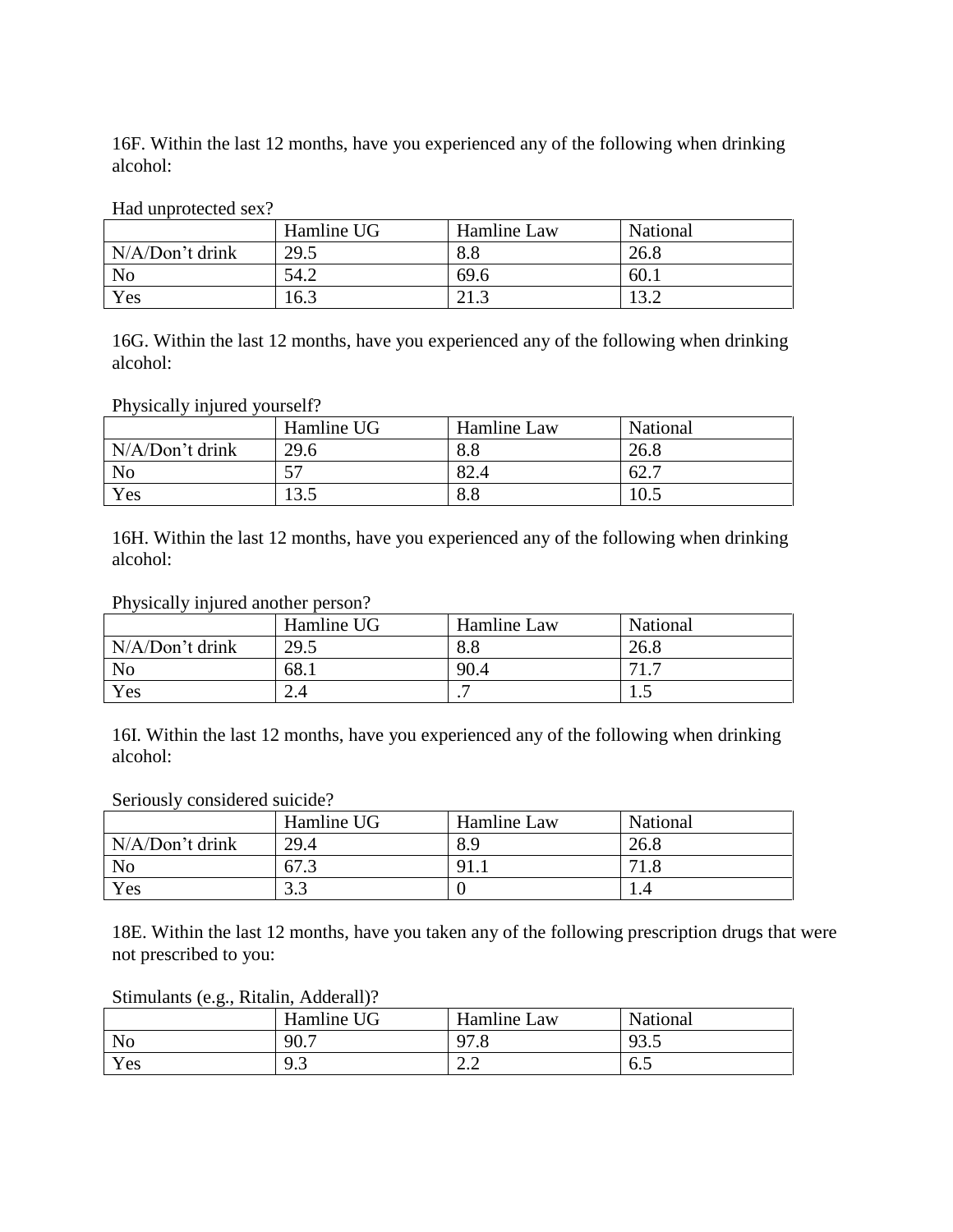16F. Within the last 12 months, have you experienced any of the following when drinking alcohol:

Had unprotected sex?

| | Hamline UG | Hamline Law | National |
|---|---|---|---|
| N/A/Don't drink | 29.5 | 8.8 | 26.8 |
| No | 54.2 | 69.6 | 60.1 |
| Yes | 16.3 | 21.3 | 13.2 |

16G. Within the last 12 months, have you experienced any of the following when drinking alcohol:

Physically injured yourself?

| | Hamline UG | Hamline Law | National |
|---|---|---|---|
| N/A/Don't drink | 29.6 | 8.8 | 26.8 |
| No | 57 | 82.4 | 62.7 |
| Yes | 13.5 | 8.8 | 10.5 |

16H. Within the last 12 months, have you experienced any of the following when drinking alcohol:

Physically injured another person?

| | Hamline UG | Hamline Law | National |
|---|---|---|---|
| N/A/Don't drink | 29.5 | 8.8 | 26.8 |
| No | 68.1 | 90.4 | 71.7 |
| Yes | 2.4 | .7 | 1.5 |

16I. Within the last 12 months, have you experienced any of the following when drinking alcohol:

Seriously considered suicide?

| | Hamline UG | Hamline Law | National |
|---|---|---|---|
| N/A/Don't drink | 29.4 | 8.9 | 26.8 |
| No | 67.3 | 91.1 | 71.8 |
| Yes | 3.3 | 0 | 1.4 |

18E. Within the last 12 months, have you taken any of the following prescription drugs that were not prescribed to you:

Stimulants (e.g., Ritalin, Adderall)?

| | Hamline UG | Hamline Law | National |
|---|---|---|---|
| No | 90.7 | 97.8 | 93.5 |
| Yes | 9.3 | 2.2 | 6.5 |